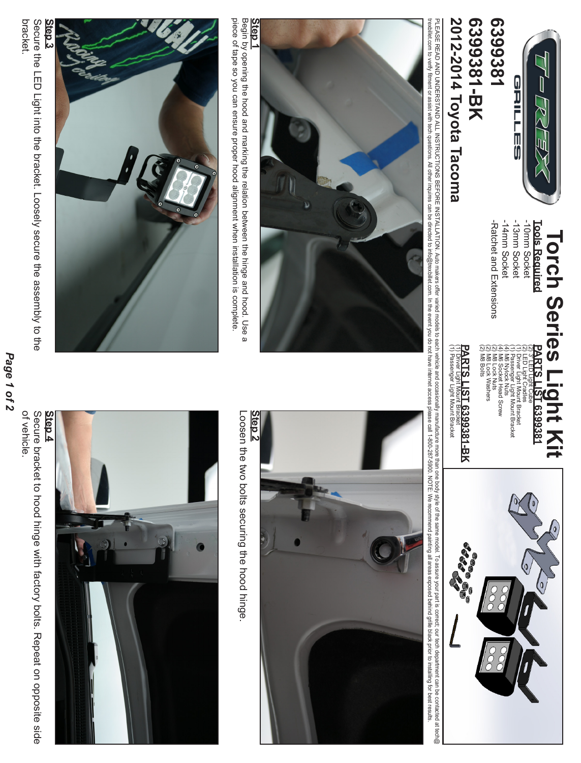# Torch Series Light Kit

## 6399381

## 6399381-BK

## 2012-2014 Toyota Tacoma

**Tools Required**

- -10mm Socket
- -13mm Socket
- -14mm Socket
- -Ratchet and Extensions

**PARTS LIST 6399381**

- (2) 3" LED Light Cube
- (2) LED Light Cradles
- (1) Driver Light Mount Bracket
- (1) Passenger Light Mount Bracket
- (4) M6 Nylock Nuts
- (4) M6 Socket Head Screw
- (2) M8 Lock Nuts
- (2) M8 Lock Washers
- (2) M8 Bolts

**PARTS LIST 6399381-BK**

- (1) Driver Light Mount Bracket
- (1) Passenger Light Mount Bracket

PLEASE READ AND UNDERSTAND ALL INSTRUCTIONS BEFORE INSTALLATION. Auto makers offer varied models to each vehicle and occasionally manufacture more than one body style of the same model. To assure your part is correct, our tech department can be contacted at tech@trexbillet.com to verify fitment or assist with tech questions. All other inquires can be directed to info@trexbillet.com. In the event you do not have internet access please call 1-800-287-5900. NOTE: We recommend painting all areas exposed behind grille black prior to installing for best results.

**Step 1**

Begin by opening the hood and marking the relation between the hinge and hood. Use a piece of tape so you can ensure proper hood alignment when installation is complete.

**Step 2**

Loosen the two bolts securing the hood hinge.

**Step 3**

Secure the LED Light into the bracket. Loosely secure the assembly to the bracket.

**Step 4**

Secure bracket to hood hinge with factory bolts. Repeat on opposite side of vehicle.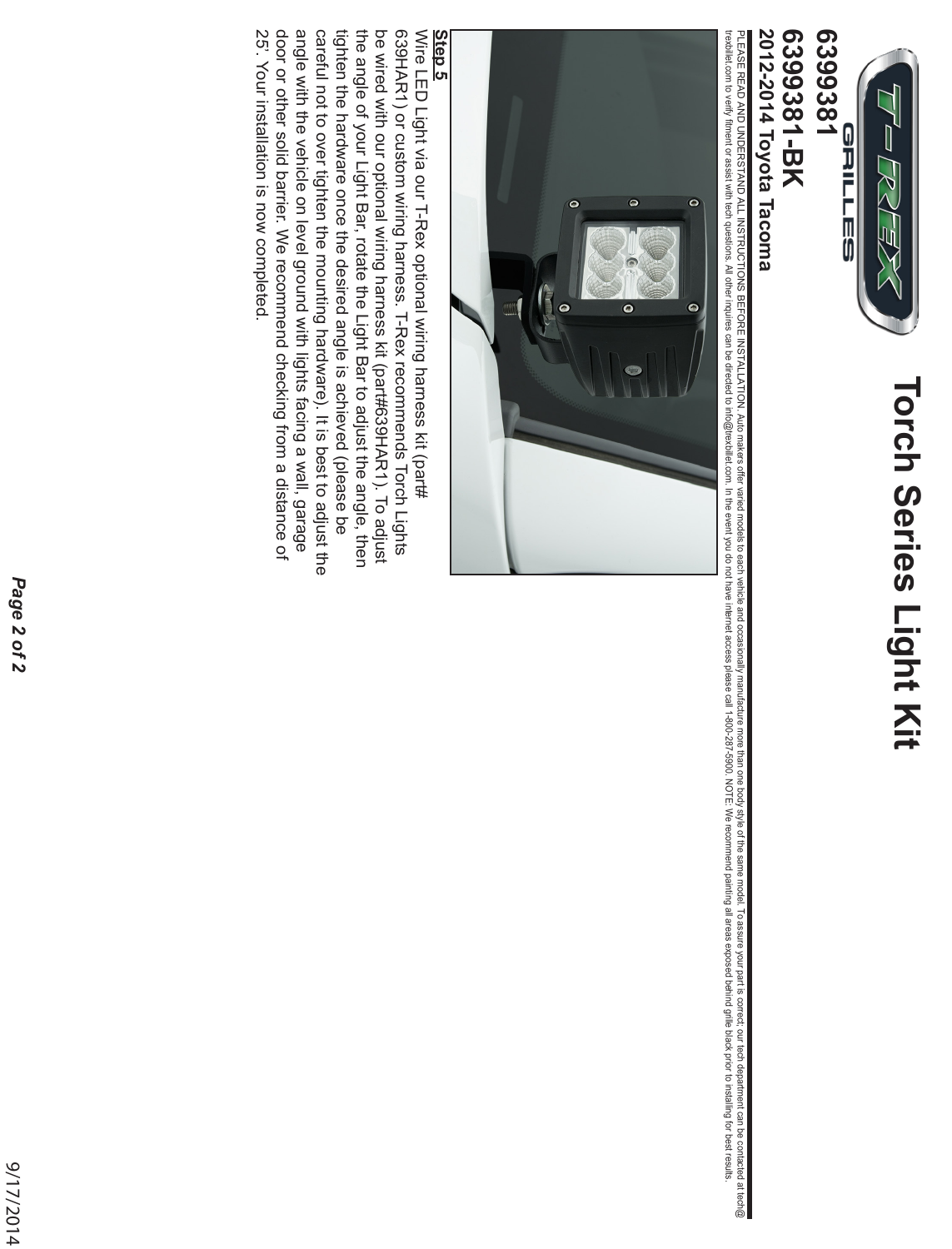# Torch Series Light Kit

## 6399381
## 6399381-BK
### 2012-2014 Toyota Tacoma

PLEASE READ AND UNDERSTAND ALL INSTRUCTIONS BEFORE INSTALLATION. Auto makers offer varied models to each vehicle and occasionally manufacture more than one body style of the same model. To assure your part is correct, our tech department can be contacted at tech@trexbillet.com to verify fitment or assist with tech questions. All other inquires can be directed to info@trexbillet.com. In the event you do not have internet access please call 1-800-287-5900. NOTE: We recommend painting all areas exposed behind grille black prior to installing for best results.

**Step 5**

Wire LED Light via our T-Rex optional wiring harness kit (part# 639HAR1) or custom wiring harness. T-Rex recommends Torch Lights be wired with our optional wiring harness kit (part#639HAR1). To adjust the angle of your Light Bar, rotate the Light Bar to adjust the angle, then tighten the hardware once the desired angle is achieved (please be careful not to over tighten the mounting hardware). It is best to adjust the angle with the vehicle on level ground with lights facing a wall, garage door or other solid barrier. We recommend checking from a distance of 25'. Your installation is now completed.

9/17/2014